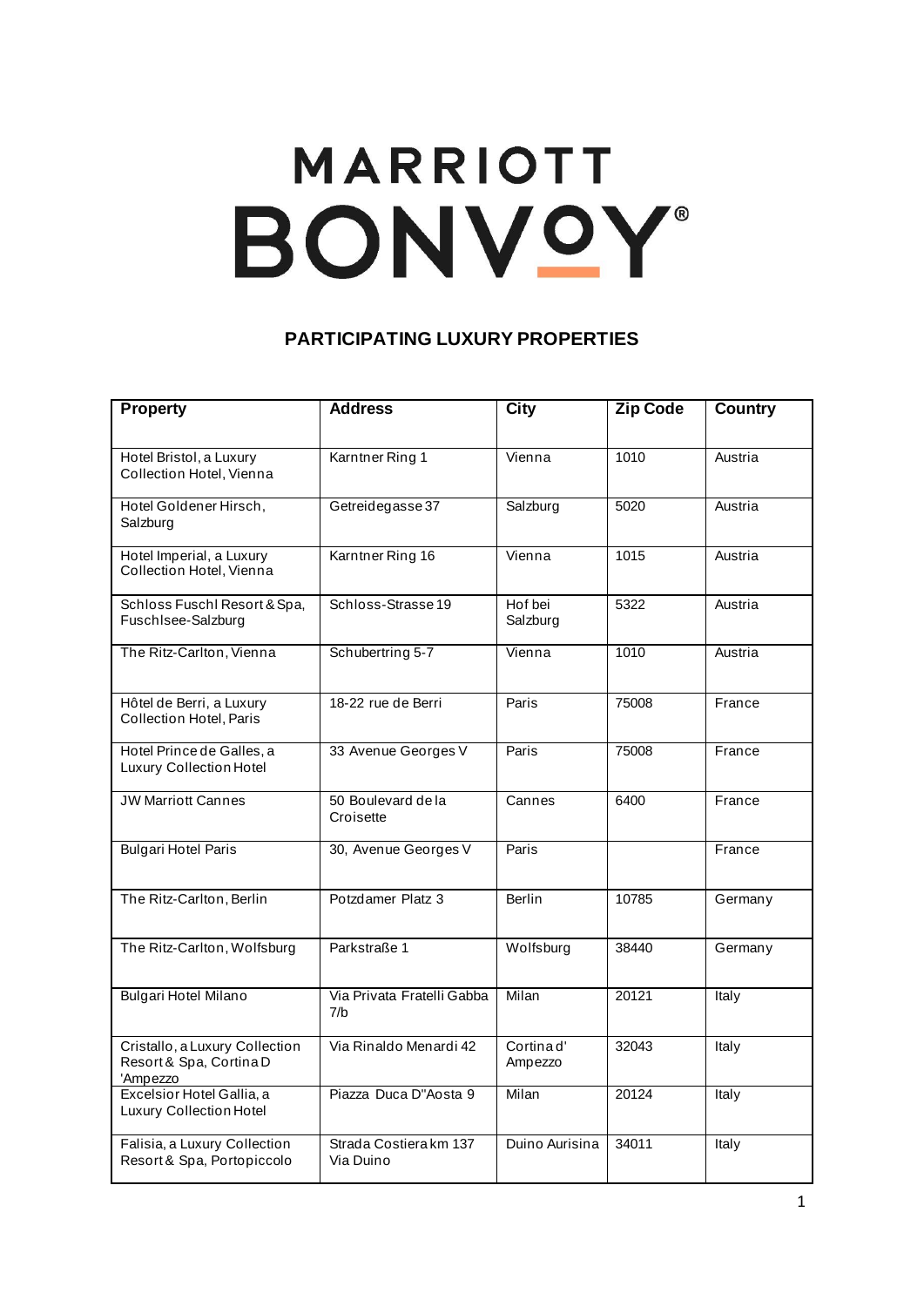# MARRIOTT BONVOY®

## PARTICIPATING LUXURY PROPERTIES

| Property | Address | City | Zip Code | Country |
|---|---|---|---|---|
| Hotel Bristol, a Luxury Collection Hotel, Vienna | Karntner Ring 1 | Vienna | 1010 | Austria |
| Hotel Goldener Hirsch, Salzburg | Getreidegasse 37 | Salzburg | 5020 | Austria |
| Hotel Imperial, a Luxury Collection Hotel, Vienna | Karntner Ring 16 | Vienna | 1015 | Austria |
| Schloss Fuschl Resort & Spa, Fuschlsee-Salzburg | Schloss-Strasse 19 | Hof bei Salzburg | 5322 | Austria |
| The Ritz-Carlton, Vienna | Schubertring 5-7 | Vienna | 1010 | Austria |
| Hôtel de Berri, a Luxury Collection Hotel, Paris | 18-22 rue de Berri | Paris | 75008 | France |
| Hotel Prince de Galles, a Luxury Collection Hotel | 33 Avenue Georges V | Paris | 75008 | France |
| JW Marriott Cannes | 50 Boulevard de la Croisette | Cannes | 6400 | France |
| Bulgari Hotel Paris | 30, Avenue Georges V | Paris | | France |
| The Ritz-Carlton, Berlin | Potzdamer Platz 3 | Berlin | 10785 | Germany |
| The Ritz-Carlton, Wolfsburg | Parkstraße 1 | Wolfsburg | 38440 | Germany |
| Bulgari Hotel Milano | Via Privata Fratelli Gabba 7/b | Milan | 20121 | Italy |
| Cristallo, a Luxury Collection Resort & Spa, Cortina D 'Ampezzo | Via Rinaldo Menardi 42 | Cortina d' Ampezzo | 32043 | Italy |
| Excelsior Hotel Gallia, a Luxury Collection Hotel | Piazza Duca D"Aosta 9 | Milan | 20124 | Italy |
| Falisia, a Luxury Collection Resort & Spa, Portopiccolo | Strada Costiera km 137 Via Duino | Duino Aurisina | 34011 | Italy |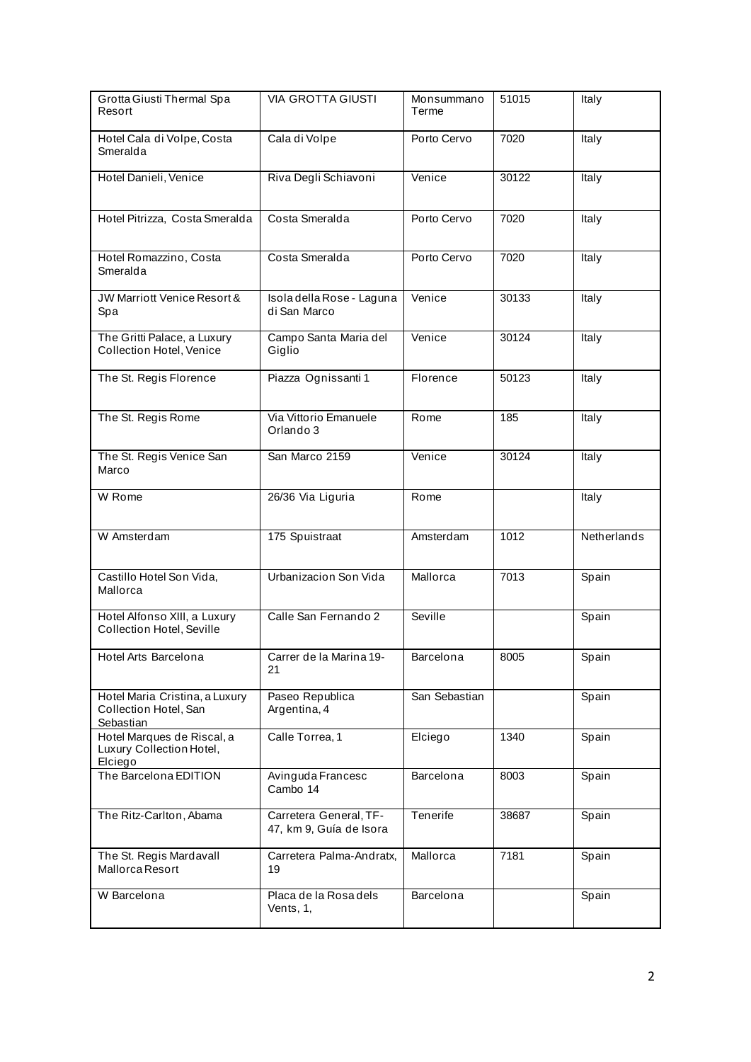| Grotta Giusti Thermal Spa Resort | VIA GROTTA GIUSTI | Monsummano Terme | 51015 | Italy |
|---|---|---|---|---|
| Hotel Cala di Volpe, Costa Smeralda | Cala di Volpe | Porto Cervo | 7020 | Italy |
| Hotel Danieli, Venice | Riva Degli Schiavoni | Venice | 30122 | Italy |
| Hotel Pitrizza, Costa Smeralda | Costa Smeralda | Porto Cervo | 7020 | Italy |
| Hotel Romazzino, Costa Smeralda | Costa Smeralda | Porto Cervo | 7020 | Italy |
| JW Marriott Venice Resort & Spa | Isola della Rose - Laguna di San Marco | Venice | 30133 | Italy |
| The Gritti Palace, a Luxury Collection Hotel, Venice | Campo Santa Maria del Giglio | Venice | 30124 | Italy |
| The St. Regis Florence | Piazza Ognissanti 1 | Florence | 50123 | Italy |
| The St. Regis Rome | Via Vittorio Emanuele Orlando 3 | Rome | 185 | Italy |
| The St. Regis Venice San Marco | San Marco 2159 | Venice | 30124 | Italy |
| W Rome | 26/36 Via Liguria | Rome | | Italy |
| W Amsterdam | 175 Spuistraat | Amsterdam | 1012 | Netherlands |
| Castillo Hotel Son Vida, Mallorca | Urbanizacion Son Vida | Mallorca | 7013 | Spain |
| Hotel Alfonso XIII, a Luxury Collection Hotel, Seville | Calle San Fernando 2 | Seville | | Spain |
| Hotel Arts Barcelona | Carrer de la Marina 19-21 | Barcelona | 8005 | Spain |
| Hotel Maria Cristina, a Luxury Collection Hotel, San Sebastian | Paseo Republica Argentina, 4 | San Sebastian | | Spain |
| Hotel Marques de Riscal, a Luxury Collection Hotel, Elciego | Calle Torrea, 1 | Elciego | 1340 | Spain |
| The Barcelona EDITION | Avinguda Francesc Cambo 14 | Barcelona | 8003 | Spain |
| The Ritz-Carlton, Abama | Carretera General, TF-47, km 9, Guía de Isora | Tenerife | 38687 | Spain |
| The St. Regis Mardavall Mallorca Resort | Carretera Palma-Andratx, 19 | Mallorca | 7181 | Spain |
| W Barcelona | Placa de la Rosa dels Vents, 1, | Barcelona | | Spain |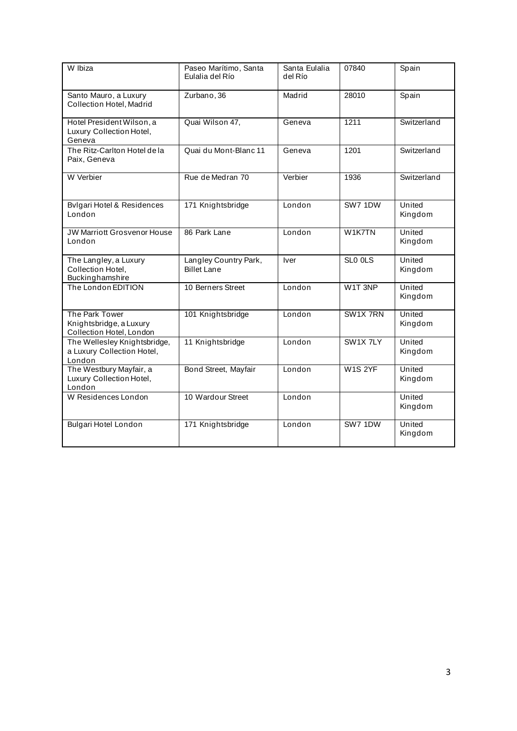| | | | | |
|---|---|---|---|---|
| W Ibiza | Paseo Marítimo, Santa Eulalia del Río | Santa Eulalia del Río | 07840 | Spain |
| Santo Mauro, a Luxury Collection Hotel, Madrid | Zurbano, 36 | Madrid | 28010 | Spain |
| Hotel President Wilson, a Luxury Collection Hotel, Geneva | Quai Wilson 47, | Geneva | 1211 | Switzerland |
| The Ritz-Carlton Hotel de la Paix, Geneva | Quai du Mont-Blanc 11 | Geneva | 1201 | Switzerland |
| W Verbier | Rue de Medran 70 | Verbier | 1936 | Switzerland |
| Bvlgari Hotel & Residences London | 171 Knightsbridge | London | SW7 1DW | United Kingdom |
| JW Marriott Grosvenor House London | 86 Park Lane | London | W1K7TN | United Kingdom |
| The Langley, a Luxury Collection Hotel, Buckinghamshire | Langley Country Park, Billet Lane | Iver | SL0 0LS | United Kingdom |
| The London EDITION | 10 Berners Street | London | W1T 3NP | United Kingdom |
| The Park Tower Knightsbridge, a Luxury Collection Hotel, London | 101 Knightsbridge | London | SW1X 7RN | United Kingdom |
| The Wellesley Knightsbridge, a Luxury Collection Hotel, London | 11 Knightsbridge | London | SW1X 7LY | United Kingdom |
| The Westbury Mayfair, a Luxury Collection Hotel, London | Bond Street, Mayfair | London | W1S 2YF | United Kingdom |
| W Residences London | 10 Wardour Street | London | | United Kingdom |
| Bulgari Hotel London | 171 Knightsbridge | London | SW7 1DW | United Kingdom |